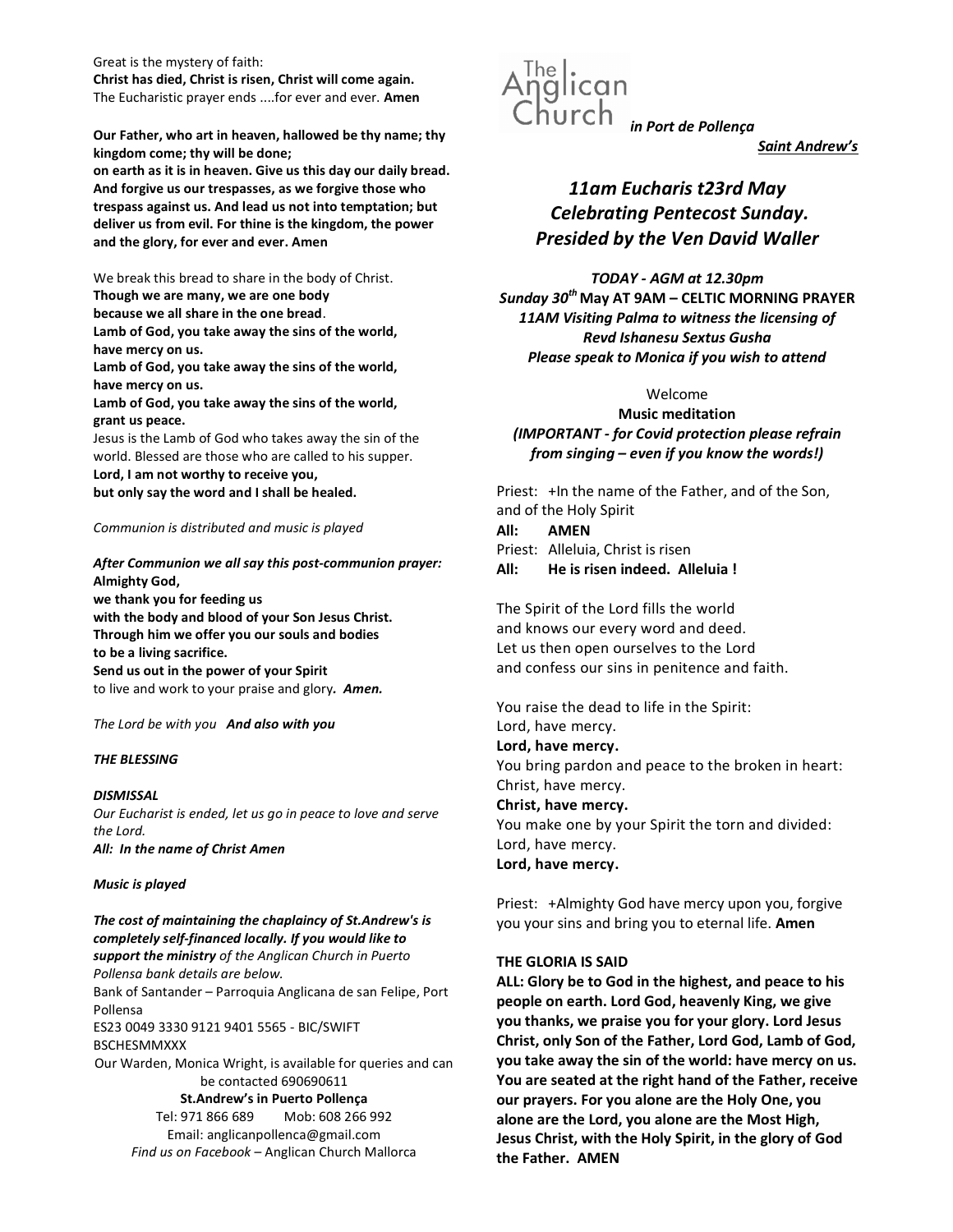Great is the mystery of faith:
**Christ has died, Christ is risen, Christ will come again.**
The Eucharistic prayer ends ....for ever and ever. **Amen**

**Our Father, who art in heaven, hallowed be thy name; thy kingdom come; thy will be done;
on earth as it is in heaven. Give us this day our daily bread. And forgive us our trespasses, as we forgive those who trespass against us. And lead us not into temptation; but deliver us from evil. For thine is the kingdom, the power and the glory, for ever and ever. Amen**

We break this bread to share in the body of Christ.
**Though we are many, we are one body
because we all share in the one bread**.
**Lamb of God, you take away the sins of the world, have mercy on us.
Lamb of God, you take away the sins of the world, have mercy on us.
Lamb of God, you take away the sins of the world, grant us peace.**
Jesus is the Lamb of God who takes away the sin of the world. Blessed are those who are called to his supper.
**Lord, I am not worthy to receive you,
but only say the word and I shall be healed.**

*Communion is distributed and music is played*

***After Communion we all say this post-communion prayer:***
**Almighty God,
we thank you for feeding us
with the body and blood of your Son Jesus Christ.
Through him we offer you our souls and bodies
to be a living sacrifice.
Send us out in the power of your Spirit**
to live and work to your praise and glory***. Amen.***

*The Lord be with you* ***And also with you***

***THE BLESSING***

***DISMISSAL***
*Our Eucharist is ended, let us go in peace to love and serve the Lord.*
***All: In the name of Christ Amen***

***Music is played***

***The cost of maintaining the chaplaincy of St.Andrew's is completely self-financed locally. If you would like to support the ministry*** *of the Anglican Church in Puerto Pollensa bank details are below.*
Bank of Santander – Parroquia Anglicana de san Felipe, Port Pollensa
ES23 0049 3330 9121 9401 5565 - BIC/SWIFT BSCHESMMXXX
Our Warden, Monica Wright, is available for queries and can be contacted 690690611

**St.Andrew's in Puerto Pollença**
Tel: 971 866 689 Mob: 608 266 992
Email: anglicanpollenca@gmail.com
*Find us on Facebook* – Anglican Church Mallorca

The Anglican Church ***in Port de Pollença***

***Saint Andrew's***

# *11am Eucharis t23rd May Celebrating Pentecost Sunday. Presided by the Ven David Waller*

***TODAY - AGM at 12.30pm***
***Sunday 30th* May AT 9AM – CELTIC MORNING PRAYER**
***11AM Visiting Palma to witness the licensing of Revd Ishanesu Sextus Gusha***
***Please speak to Monica if you wish to attend***

Welcome
**Music meditation**
***(IMPORTANT - for Covid protection please refrain from singing – even if you know the words!)***

Priest: +In the name of the Father, and of the Son, and of the Holy Spirit
**All: AMEN**
Priest: Alleluia, Christ is risen
**All: He is risen indeed. Alleluia !**

The Spirit of the Lord fills the world
and knows our every word and deed.
Let us then open ourselves to the Lord
and confess our sins in penitence and faith.

You raise the dead to life in the Spirit:
Lord, have mercy.
**Lord, have mercy.**
You bring pardon and peace to the broken in heart:
Christ, have mercy.
**Christ, have mercy.**
You make one by your Spirit the torn and divided:
Lord, have mercy.
**Lord, have mercy.**

Priest: +Almighty God have mercy upon you, forgive you your sins and bring you to eternal life. **Amen**

**THE GLORIA IS SAID**
**ALL: Glory be to God in the highest, and peace to his people on earth. Lord God, heavenly King, we give you thanks, we praise you for your glory. Lord Jesus Christ, only Son of the Father, Lord God, Lamb of God, you take away the sin of the world: have mercy on us. You are seated at the right hand of the Father, receive our prayers. For you alone are the Holy One, you alone are the Lord, you alone are the Most High, Jesus Christ, with the Holy Spirit, in the glory of God the Father. AMEN**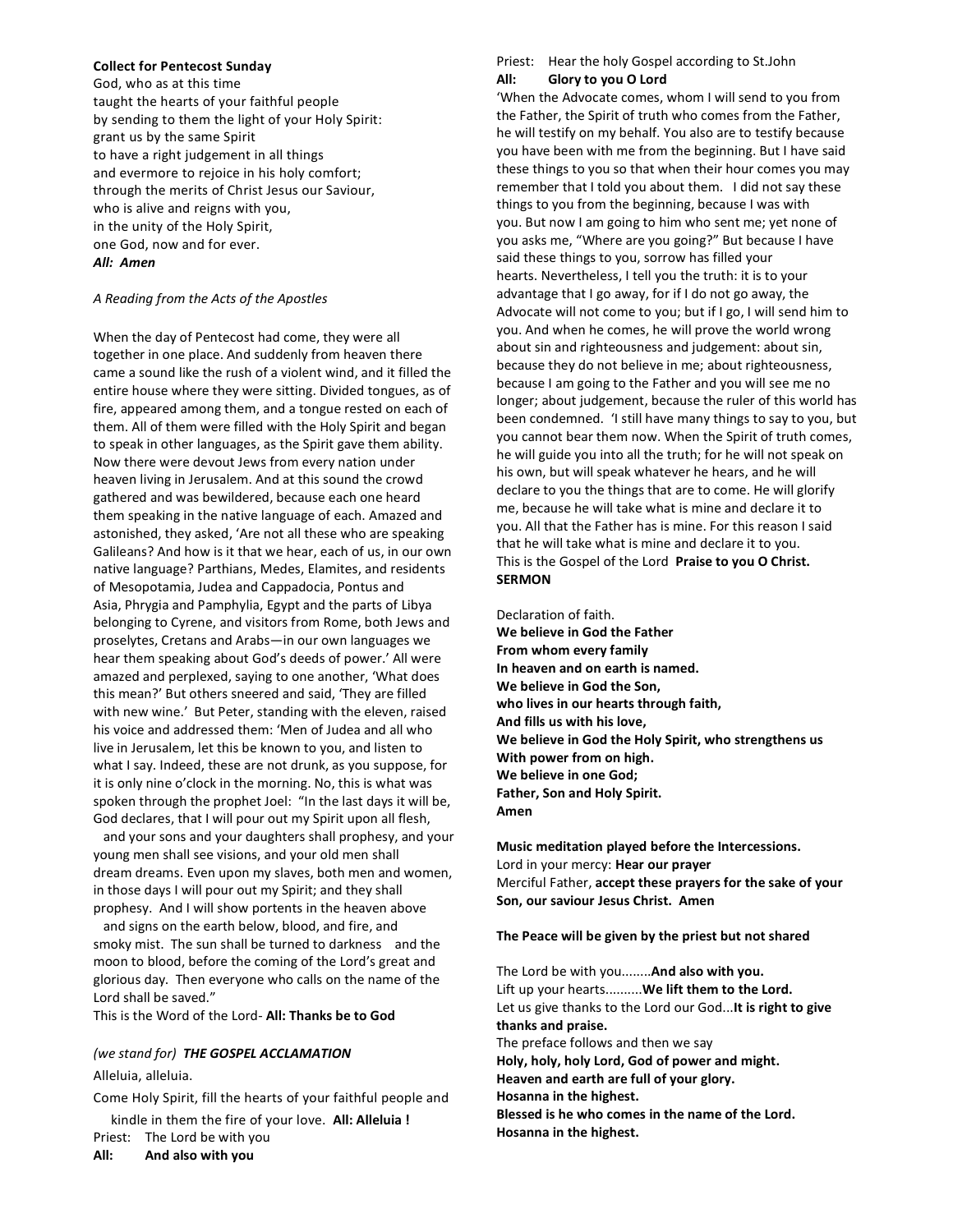**Collect for Pentecost Sunday**

God, who as at this time
taught the hearts of your faithful people
by sending to them the light of your Holy Spirit:
grant us by the same Spirit
to have a right judgement in all things
and evermore to rejoice in his holy comfort;
through the merits of Christ Jesus our Saviour,
who is alive and reigns with you,
in the unity of the Holy Spirit,
one God, now and for ever.
***All: Amen***

*A Reading from the Acts of the Apostles*

When the day of Pentecost had come, they were all together in one place. And suddenly from heaven there came a sound like the rush of a violent wind, and it filled the entire house where they were sitting. Divided tongues, as of fire, appeared among them, and a tongue rested on each of them. All of them were filled with the Holy Spirit and began to speak in other languages, as the Spirit gave them ability. Now there were devout Jews from every nation under heaven living in Jerusalem. And at this sound the crowd gathered and was bewildered, because each one heard them speaking in the native language of each. Amazed and astonished, they asked, 'Are not all these who are speaking Galileans? And how is it that we hear, each of us, in our own native language? Parthians, Medes, Elamites, and residents of Mesopotamia, Judea and Cappadocia, Pontus and Asia, Phrygia and Pamphylia, Egypt and the parts of Libya belonging to Cyrene, and visitors from Rome, both Jews and proselytes, Cretans and Arabs—in our own languages we hear them speaking about God's deeds of power.' All were amazed and perplexed, saying to one another, 'What does this mean?' But others sneered and said, 'They are filled with new wine.' But Peter, standing with the eleven, raised his voice and addressed them: 'Men of Judea and all who live in Jerusalem, let this be known to you, and listen to what I say. Indeed, these are not drunk, as you suppose, for it is only nine o'clock in the morning. No, this is what was spoken through the prophet Joel: "In the last days it will be, God declares, that I will pour out my Spirit upon all flesh, and your sons and your daughters shall prophesy, and your young men shall see visions, and your old men shall dream dreams. Even upon my slaves, both men and women, in those days I will pour out my Spirit; and they shall prophesy. And I will show portents in the heaven above and signs on the earth below, blood, and fire, and smoky mist. The sun shall be turned to darkness and the moon to blood, before the coming of the Lord's great and glorious day. Then everyone who calls on the name of the Lord shall be saved."

This is the Word of the Lord- **All: Thanks be to God**

*(we stand for)* ***THE GOSPEL ACCLAMATION***

Alleluia, alleluia.

Come Holy Spirit, fill the hearts of your faithful people and kindle in them the fire of your love. **All: Alleluia !**

Priest: The Lord be with you
**All: And also with you**

Priest: Hear the holy Gospel according to St.John
**All: Glory to you O Lord**

'When the Advocate comes, whom I will send to you from the Father, the Spirit of truth who comes from the Father, he will testify on my behalf. You also are to testify because you have been with me from the beginning. But I have said these things to you so that when their hour comes you may remember that I told you about them. I did not say these things to you from the beginning, because I was with you. But now I am going to him who sent me; yet none of you asks me, "Where are you going?" But because I have said these things to you, sorrow has filled your hearts. Nevertheless, I tell you the truth: it is to your advantage that I go away, for if I do not go away, the Advocate will not come to you; but if I go, I will send him to you. And when he comes, he will prove the world wrong about sin and righteousness and judgement: about sin, because they do not believe in me; about righteousness, because I am going to the Father and you will see me no longer; about judgement, because the ruler of this world has been condemned. 'I still have many things to say to you, but you cannot bear them now. When the Spirit of truth comes, he will guide you into all the truth; for he will not speak on his own, but will speak whatever he hears, and he will declare to you the things that are to come. He will glorify me, because he will take what is mine and declare it to you. All that the Father has is mine. For this reason I said that he will take what is mine and declare it to you.

This is the Gospel of the Lord **Praise to you O Christ.**

**SERMON**

Declaration of faith.

**We believe in God the Father**
**From whom every family**
**In heaven and on earth is named.**
**We believe in God the Son,**
**who lives in our hearts through faith,**
**And fills us with his love,**
**We believe in God the Holy Spirit, who strengthens us**
**With power from on high.**
**We believe in one God;**
**Father, Son and Holy Spirit.**
**Amen**

**Music meditation played before the Intercessions.**

Lord in your mercy: **Hear our prayer**

Merciful Father, **accept these prayers for the sake of your Son, our saviour Jesus Christ. Amen**

**The Peace will be given by the priest but not shared**

The Lord be with you........**And also with you.**
Lift up your hearts..........**We lift them to the Lord.**
Let us give thanks to the Lord our God...**It is right to give thanks and praise.**
The preface follows and then we say
**Holy, holy, holy Lord, God of power and might.**
**Heaven and earth are full of your glory.**
**Hosanna in the highest.**
**Blessed is he who comes in the name of the Lord.**
**Hosanna in the highest.**